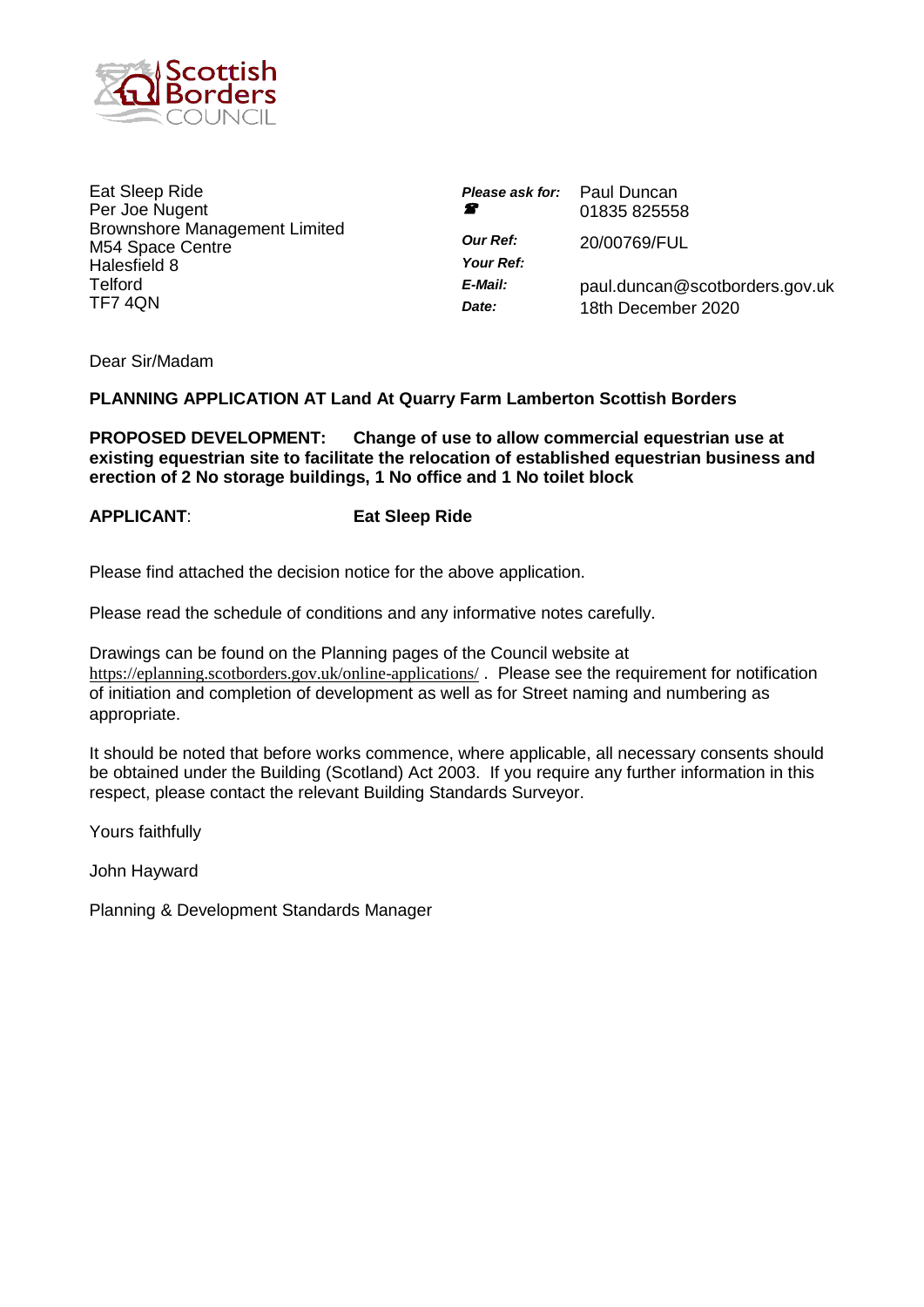Eat Sleep Ride
Per Joe Nugent
Brownshore Management Limited
M54 Space Centre
Halesfield 8
Telford
TF7 4QN

| | |
|---|---|
| ***Please ask for:*** | Paul Duncan |
| ☎ | 01835 825558 |
| ***Our Ref:*** | 20/00769/FUL |
| ***Your Ref:*** | |
| ***E-Mail:*** | paul.duncan@scotborders.gov.uk |
| ***Date:*** | 18th December 2020 |

Dear Sir/Madam

**PLANNING APPLICATION AT Land At Quarry Farm Lamberton Scottish Borders**

**PROPOSED DEVELOPMENT: Change of use to allow commercial equestrian use at existing equestrian site to facilitate the relocation of established equestrian business and erection of 2 No storage buildings, 1 No office and 1 No toilet block**

**APPLICANT**: **Eat Sleep Ride**

Please find attached the decision notice for the above application.

Please read the schedule of conditions and any informative notes carefully.

Drawings can be found on the Planning pages of the Council website at https://eplanning.scotborders.gov.uk/online-applications/ . Please see the requirement for notification of initiation and completion of development as well as for Street naming and numbering as appropriate.

It should be noted that before works commence, where applicable, all necessary consents should be obtained under the Building (Scotland) Act 2003. If you require any further information in this respect, please contact the relevant Building Standards Surveyor.

Yours faithfully

John Hayward

Planning & Development Standards Manager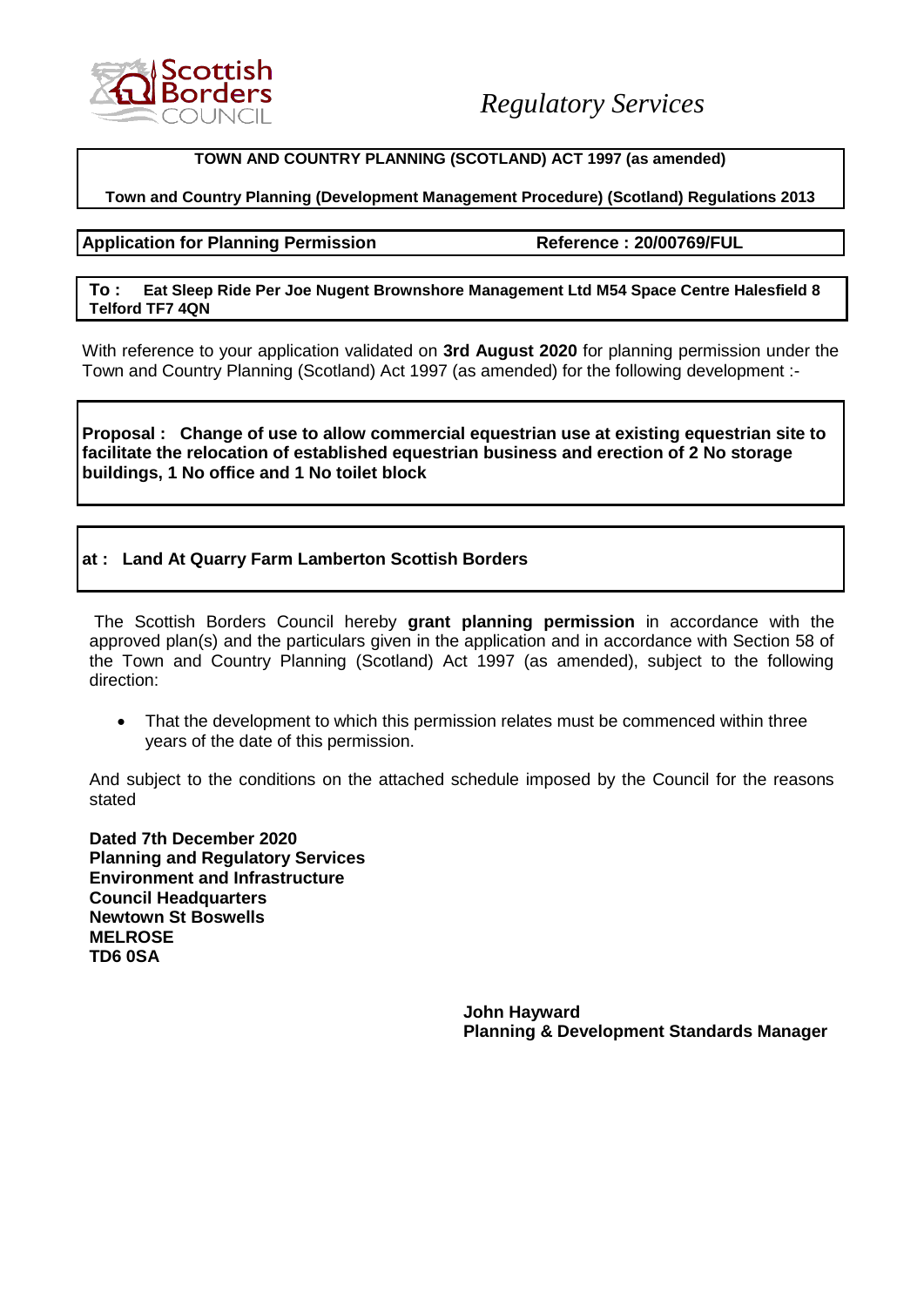Scottish Borders COUNCIL

*Regulatory Services*

**TOWN AND COUNTRY PLANNING (SCOTLAND) ACT 1997 (as amended)**

**Town and Country Planning (Development Management Procedure) (Scotland) Regulations 2013**

**Application for Planning Permission** **Reference : 20/00769/FUL**

**To : Eat Sleep Ride Per Joe Nugent Brownshore Management Ltd M54 Space Centre Halesfield 8 Telford TF7 4QN**

With reference to your application validated on **3rd August 2020** for planning permission under the Town and Country Planning (Scotland) Act 1997 (as amended) for the following development :-

**Proposal : Change of use to allow commercial equestrian use at existing equestrian site to facilitate the relocation of established equestrian business and erection of 2 No storage buildings, 1 No office and 1 No toilet block**

**at : Land At Quarry Farm Lamberton Scottish Borders**

The Scottish Borders Council hereby **grant planning permission** in accordance with the approved plan(s) and the particulars given in the application and in accordance with Section 58 of the Town and Country Planning (Scotland) Act 1997 (as amended), subject to the following direction:

- That the development to which this permission relates must be commenced within three years of the date of this permission.

And subject to the conditions on the attached schedule imposed by the Council for the reasons stated

**Dated 7th December 2020**
**Planning and Regulatory Services**
**Environment and Infrastructure**
**Council Headquarters**
**Newtown St Boswells**
**MELROSE**
**TD6 0SA**

**John Hayward**
**Planning & Development Standards Manager**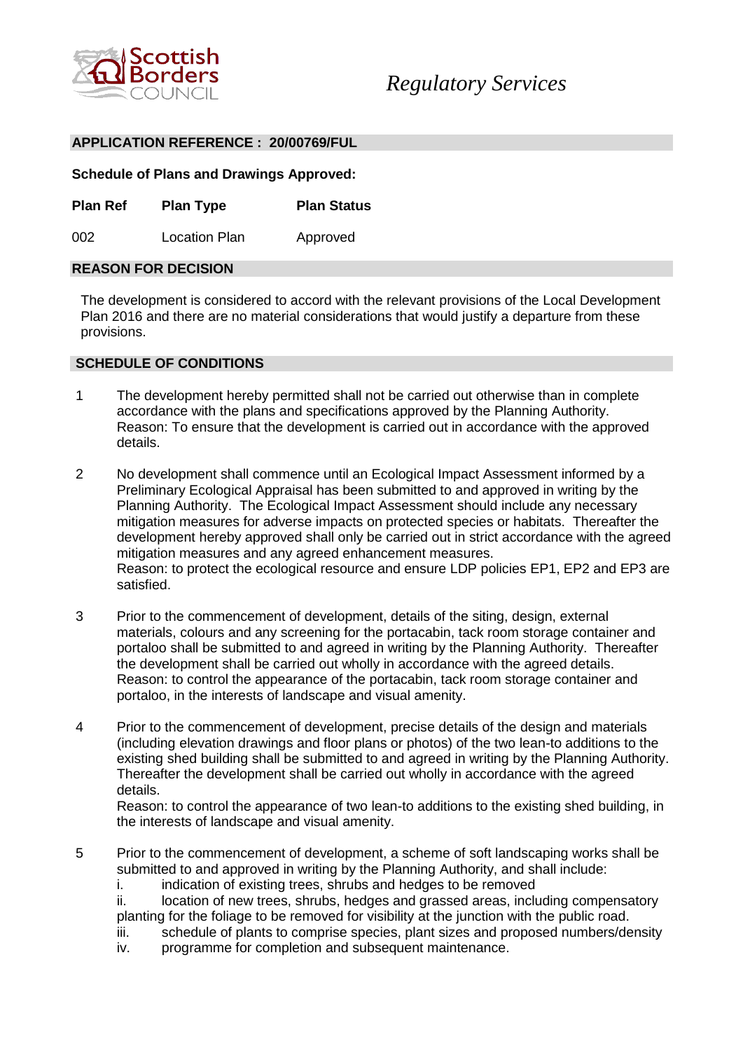Scottish Borders Council

*Regulatory Services*

## APPLICATION REFERENCE : 20/00769/FUL

**Schedule of Plans and Drawings Approved:**

| Plan Ref | Plan Type | Plan Status |
|---|---|---|
| 002 | Location Plan | Approved |

## REASON FOR DECISION

The development is considered to accord with the relevant provisions of the Local Development Plan 2016 and there are no material considerations that would justify a departure from these provisions.

## SCHEDULE OF CONDITIONS

1 The development hereby permitted shall not be carried out otherwise than in complete accordance with the plans and specifications approved by the Planning Authority.
Reason: To ensure that the development is carried out in accordance with the approved details.

2 No development shall commence until an Ecological Impact Assessment informed by a Preliminary Ecological Appraisal has been submitted to and approved in writing by the Planning Authority. The Ecological Impact Assessment should include any necessary mitigation measures for adverse impacts on protected species or habitats. Thereafter the development hereby approved shall only be carried out in strict accordance with the agreed mitigation measures and any agreed enhancement measures.
Reason: to protect the ecological resource and ensure LDP policies EP1, EP2 and EP3 are satisfied.

3 Prior to the commencement of development, details of the siting, design, external materials, colours and any screening for the portacabin, tack room storage container and portaloo shall be submitted to and agreed in writing by the Planning Authority. Thereafter the development shall be carried out wholly in accordance with the agreed details.
Reason: to control the appearance of the portacabin, tack room storage container and portaloo, in the interests of landscape and visual amenity.

4 Prior to the commencement of development, precise details of the design and materials (including elevation drawings and floor plans or photos) of the two lean-to additions to the existing shed building shall be submitted to and agreed in writing by the Planning Authority. Thereafter the development shall be carried out wholly in accordance with the agreed details.
Reason: to control the appearance of two lean-to additions to the existing shed building, in the interests of landscape and visual amenity.

5 Prior to the commencement of development, a scheme of soft landscaping works shall be submitted to and approved in writing by the Planning Authority, and shall include:
i. indication of existing trees, shrubs and hedges to be removed
ii. location of new trees, shrubs, hedges and grassed areas, including compensatory planting for the foliage to be removed for visibility at the junction with the public road.
iii. schedule of plants to comprise species, plant sizes and proposed numbers/density
iv. programme for completion and subsequent maintenance.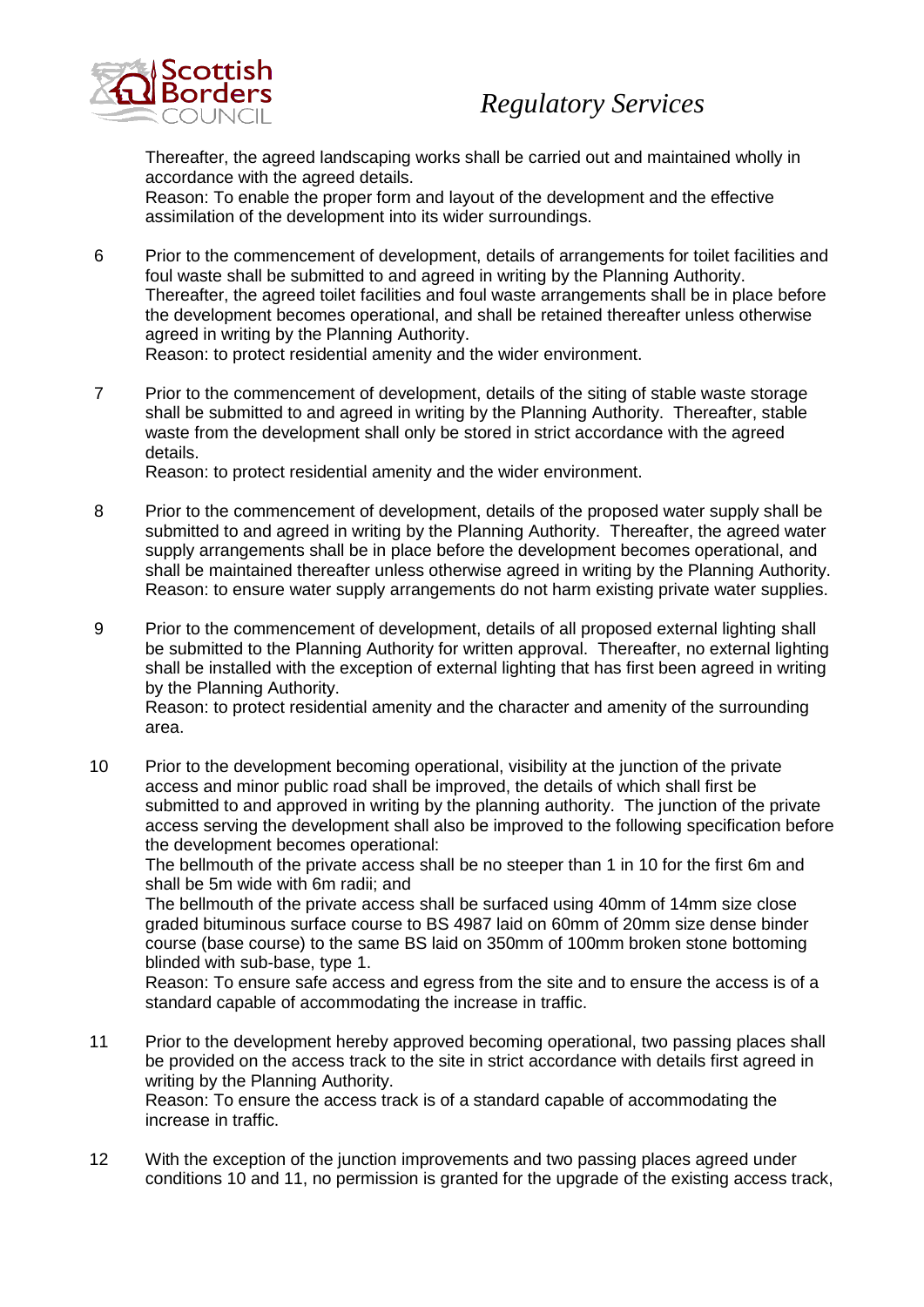Thereafter, the agreed landscaping works shall be carried out and maintained wholly in accordance with the agreed details.
Reason: To enable the proper form and layout of the development and the effective assimilation of the development into its wider surroundings.

6 Prior to the commencement of development, details of arrangements for toilet facilities and foul waste shall be submitted to and agreed in writing by the Planning Authority. Thereafter, the agreed toilet facilities and foul waste arrangements shall be in place before the development becomes operational, and shall be retained thereafter unless otherwise agreed in writing by the Planning Authority.
Reason: to protect residential amenity and the wider environment.

7 Prior to the commencement of development, details of the siting of stable waste storage shall be submitted to and agreed in writing by the Planning Authority. Thereafter, stable waste from the development shall only be stored in strict accordance with the agreed details.
Reason: to protect residential amenity and the wider environment.

8 Prior to the commencement of development, details of the proposed water supply shall be submitted to and agreed in writing by the Planning Authority. Thereafter, the agreed water supply arrangements shall be in place before the development becomes operational, and shall be maintained thereafter unless otherwise agreed in writing by the Planning Authority.
Reason: to ensure water supply arrangements do not harm existing private water supplies.

9 Prior to the commencement of development, details of all proposed external lighting shall be submitted to the Planning Authority for written approval. Thereafter, no external lighting shall be installed with the exception of external lighting that has first been agreed in writing by the Planning Authority.
Reason: to protect residential amenity and the character and amenity of the surrounding area.

10 Prior to the development becoming operational, visibility at the junction of the private access and minor public road shall be improved, the details of which shall first be submitted to and approved in writing by the planning authority. The junction of the private access serving the development shall also be improved to the following specification before the development becomes operational:
The bellmouth of the private access shall be no steeper than 1 in 10 for the first 6m and shall be 5m wide with 6m radii; and
The bellmouth of the private access shall be surfaced using 40mm of 14mm size close graded bituminous surface course to BS 4987 laid on 60mm of 20mm size dense binder course (base course) to the same BS laid on 350mm of 100mm broken stone bottoming blinded with sub-base, type 1.
Reason: To ensure safe access and egress from the site and to ensure the access is of a standard capable of accommodating the increase in traffic.

11 Prior to the development hereby approved becoming operational, two passing places shall be provided on the access track to the site in strict accordance with details first agreed in writing by the Planning Authority.
Reason: To ensure the access track is of a standard capable of accommodating the increase in traffic.

12 With the exception of the junction improvements and two passing places agreed under conditions 10 and 11, no permission is granted for the upgrade of the existing access track,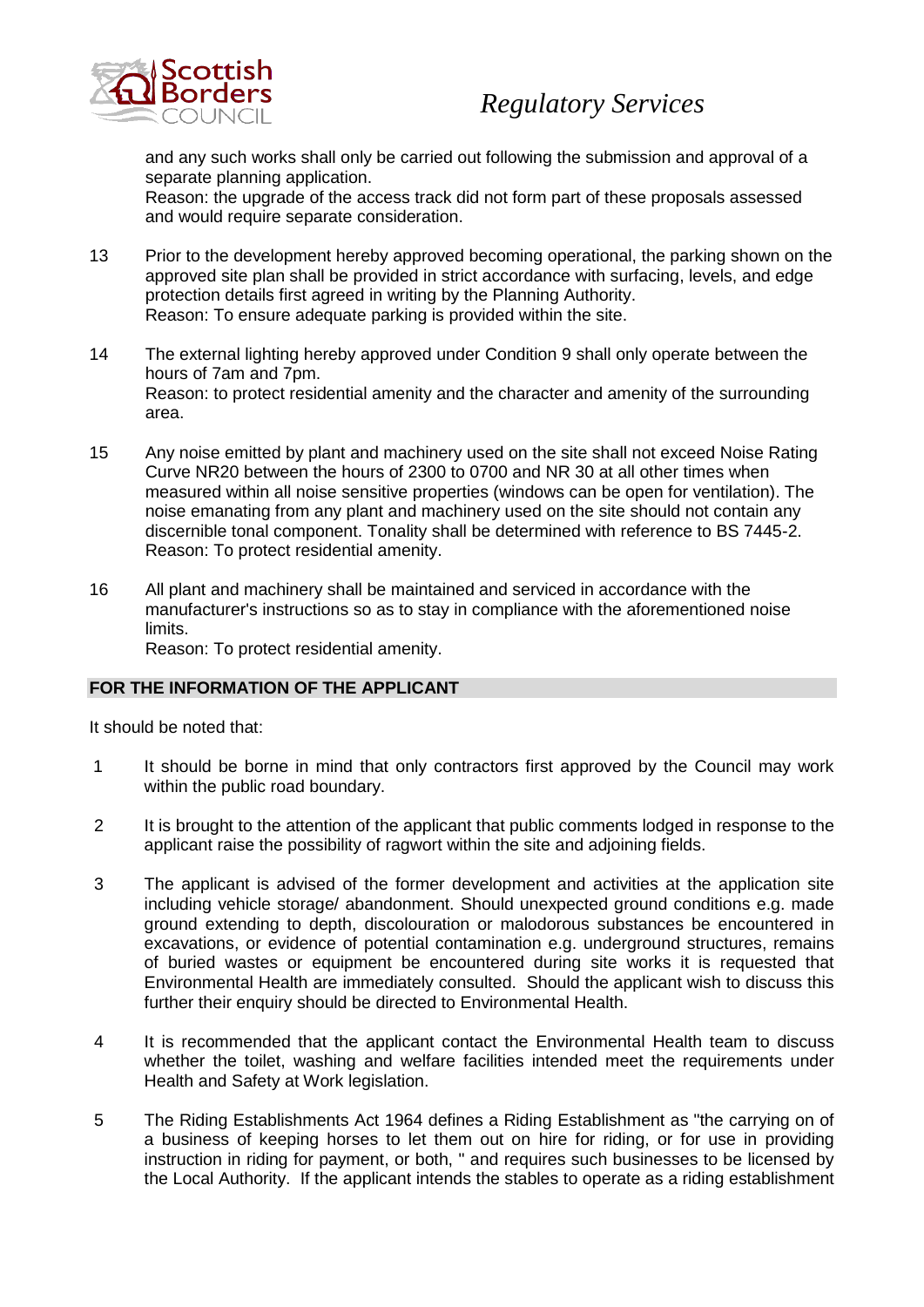and any such works shall only be carried out following the submission and approval of a separate planning application.
Reason: the upgrade of the access track did not form part of these proposals assessed and would require separate consideration.

13 Prior to the development hereby approved becoming operational, the parking shown on the approved site plan shall be provided in strict accordance with surfacing, levels, and edge protection details first agreed in writing by the Planning Authority.
Reason: To ensure adequate parking is provided within the site.

14 The external lighting hereby approved under Condition 9 shall only operate between the hours of 7am and 7pm.
Reason: to protect residential amenity and the character and amenity of the surrounding area.

15 Any noise emitted by plant and machinery used on the site shall not exceed Noise Rating Curve NR20 between the hours of 2300 to 0700 and NR 30 at all other times when measured within all noise sensitive properties (windows can be open for ventilation). The noise emanating from any plant and machinery used on the site should not contain any discernible tonal component. Tonality shall be determined with reference to BS 7445-2.
Reason: To protect residential amenity.

16 All plant and machinery shall be maintained and serviced in accordance with the manufacturer's instructions so as to stay in compliance with the aforementioned noise limits.
Reason: To protect residential amenity.

## FOR THE INFORMATION OF THE APPLICANT

It should be noted that:

1 It should be borne in mind that only contractors first approved by the Council may work within the public road boundary.

2 It is brought to the attention of the applicant that public comments lodged in response to the applicant raise the possibility of ragwort within the site and adjoining fields.

3 The applicant is advised of the former development and activities at the application site including vehicle storage/ abandonment. Should unexpected ground conditions e.g. made ground extending to depth, discolouration or malodorous substances be encountered in excavations, or evidence of potential contamination e.g. underground structures, remains of buried wastes or equipment be encountered during site works it is requested that Environmental Health are immediately consulted. Should the applicant wish to discuss this further their enquiry should be directed to Environmental Health.

4 It is recommended that the applicant contact the Environmental Health team to discuss whether the toilet, washing and welfare facilities intended meet the requirements under Health and Safety at Work legislation.

5 The Riding Establishments Act 1964 defines a Riding Establishment as "the carrying on of a business of keeping horses to let them out on hire for riding, or for use in providing instruction in riding for payment, or both, " and requires such businesses to be licensed by the Local Authority. If the applicant intends the stables to operate as a riding establishment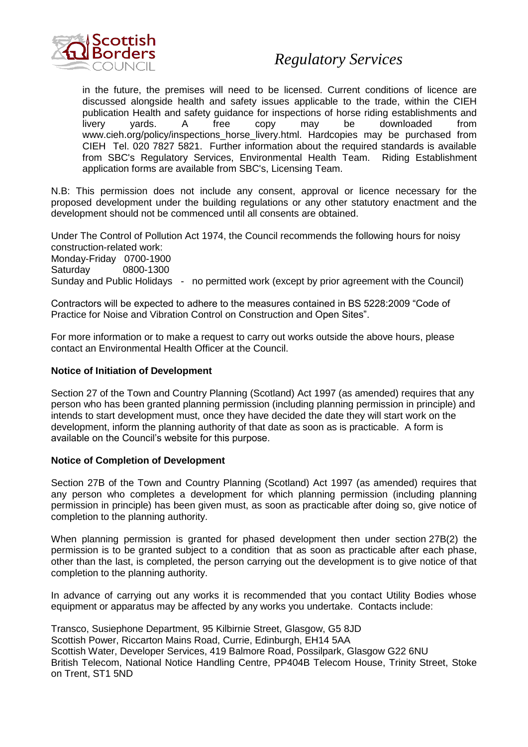in the future, the premises will need to be licensed. Current conditions of licence are discussed alongside health and safety issues applicable to the trade, within the CIEH publication Health and safety guidance for inspections of horse riding establishments and livery yards. A free copy may be downloaded from www.cieh.org/policy/inspections_horse_livery.html. Hardcopies may be purchased from CIEH Tel. 020 7827 5821. Further information about the required standards is available from SBC's Regulatory Services, Environmental Health Team. Riding Establishment application forms are available from SBC's, Licensing Team.

N.B: This permission does not include any consent, approval or licence necessary for the proposed development under the building regulations or any other statutory enactment and the development should not be commenced until all consents are obtained.

Under The Control of Pollution Act 1974, the Council recommends the following hours for noisy construction-related work:
Monday-Friday 0700-1900
Saturday 0800-1300
Sunday and Public Holidays - no permitted work (except by prior agreement with the Council)

Contractors will be expected to adhere to the measures contained in BS 5228:2009 "Code of Practice for Noise and Vibration Control on Construction and Open Sites".

For more information or to make a request to carry out works outside the above hours, please contact an Environmental Health Officer at the Council.

**Notice of Initiation of Development**

Section 27 of the Town and Country Planning (Scotland) Act 1997 (as amended) requires that any person who has been granted planning permission (including planning permission in principle) and intends to start development must, once they have decided the date they will start work on the development, inform the planning authority of that date as soon as is practicable. A form is available on the Council's website for this purpose.

**Notice of Completion of Development**

Section 27B of the Town and Country Planning (Scotland) Act 1997 (as amended) requires that any person who completes a development for which planning permission (including planning permission in principle) has been given must, as soon as practicable after doing so, give notice of completion to the planning authority.

When planning permission is granted for phased development then under section 27B(2) the permission is to be granted subject to a condition that as soon as practicable after each phase, other than the last, is completed, the person carrying out the development is to give notice of that completion to the planning authority.

In advance of carrying out any works it is recommended that you contact Utility Bodies whose equipment or apparatus may be affected by any works you undertake. Contacts include:

Transco, Susiephone Department, 95 Kilbirnie Street, Glasgow, G5 8JD
Scottish Power, Riccarton Mains Road, Currie, Edinburgh, EH14 5AA
Scottish Water, Developer Services, 419 Balmore Road, Possilpark, Glasgow G22 6NU
British Telecom, National Notice Handling Centre, PP404B Telecom House, Trinity Street, Stoke on Trent, ST1 5ND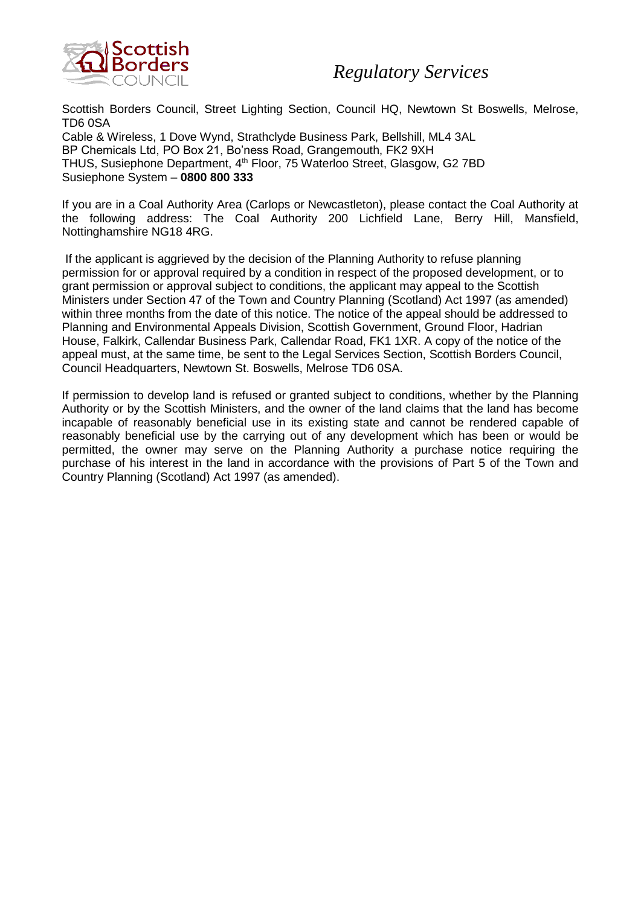*Regulatory Services*

Scottish Borders Council, Street Lighting Section, Council HQ, Newtown St Boswells, Melrose, TD6 0SA
Cable & Wireless, 1 Dove Wynd, Strathclyde Business Park, Bellshill, ML4 3AL
BP Chemicals Ltd, PO Box 21, Bo'ness Road, Grangemouth, FK2 9XH
THUS, Susiephone Department, 4th Floor, 75 Waterloo Street, Glasgow, G2 7BD
Susiephone System – **0800 800 333**

If you are in a Coal Authority Area (Carlops or Newcastleton), please contact the Coal Authority at the following address: The Coal Authority 200 Lichfield Lane, Berry Hill, Mansfield, Nottinghamshire NG18 4RG.

If the applicant is aggrieved by the decision of the Planning Authority to refuse planning permission for or approval required by a condition in respect of the proposed development, or to grant permission or approval subject to conditions, the applicant may appeal to the Scottish Ministers under Section 47 of the Town and Country Planning (Scotland) Act 1997 (as amended) within three months from the date of this notice. The notice of the appeal should be addressed to Planning and Environmental Appeals Division, Scottish Government, Ground Floor, Hadrian House, Falkirk, Callendar Business Park, Callendar Road, FK1 1XR. A copy of the notice of the appeal must, at the same time, be sent to the Legal Services Section, Scottish Borders Council, Council Headquarters, Newtown St. Boswells, Melrose TD6 0SA.

If permission to develop land is refused or granted subject to conditions, whether by the Planning Authority or by the Scottish Ministers, and the owner of the land claims that the land has become incapable of reasonably beneficial use in its existing state and cannot be rendered capable of reasonably beneficial use by the carrying out of any development which has been or would be permitted, the owner may serve on the Planning Authority a purchase notice requiring the purchase of his interest in the land in accordance with the provisions of Part 5 of the Town and Country Planning (Scotland) Act 1997 (as amended).